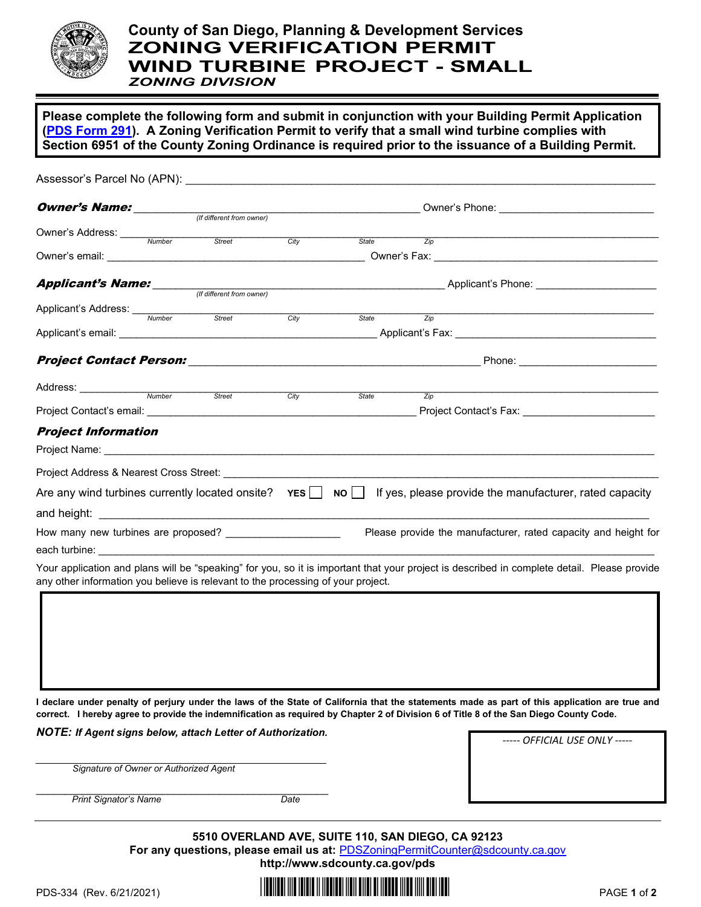# County of San Diego, Planning & Development Services

# ZONING VERIFICATION PERMIT WIND TURBINE PROJECT - SMALL

### *ZONING DIVISION*

**Please complete the following form and submit in conjunction with your Building Permit Application (PDS Form 291). A Zoning Verification Permit to verify that a small wind turbine complies with Section 6951 of the County Zoning Ordinance is required prior to the issuance of a Building Permit.**

Assessor's Parcel No (APN): ______________________________

***Owner's Name:*** ______________________________ Owner's Phone: ______________________________
*(If different from owner)*

Owner's Address: ______________________________
*Number Street City State Zip*

Owner's email: ______________________________ Owner's Fax: ______________________________

***Applicant's Name:*** ______________________________ Applicant's Phone: ______________________________
*(If different from owner)*

Applicant's Address: ______________________________
*Number Street City State Zip*

Applicant's email: ______________________________ Applicant's Fax: ______________________________

***Project Contact Person:*** ______________________________ Phone: ______________________________

Address: ______________________________
*Number Street City State Zip*

Project Contact's email: ______________________________ Project Contact's Fax: ______________________________

***Project Information***

Project Name: ______________________________

Project Address & Nearest Cross Street: ______________________________

Are any wind turbines currently located onsite? **YES** ☐ **NO** ☐ If yes, please provide the manufacturer, rated capacity and height: ______________________________

How many new turbines are proposed? ______________ Please provide the manufacturer, rated capacity and height for each turbine: ______________________________

Your application and plans will be "speaking" for you, so it is important that your project is described in complete detail. Please provide any other information you believe is relevant to the processing of your project.

|  |
|---|
|  |

**I declare under penalty of perjury under the laws of the State of California that the statements made as part of this application are true and correct. I hereby agree to provide the indemnification as required by Chapter 2 of Division 6 of Title 8 of the San Diego County Code.**

***NOTE:*** ***If Agent signs below, attach Letter of Authorization.***

______________________________
*Signature of Owner or Authorized Agent*

______________________________
*Print Signator's Name* *Date*

*----- OFFICIAL USE ONLY -----*

**5510 OVERLAND AVE, SUITE 110, SAN DIEGO, CA 92123**
**For any questions, please email us at: PDSZoningPermitCounter@sdcounty.ca.gov**
**http://www.sdcounty.ca.gov/pds**

PDS-334 (Rev. 6/21/2021)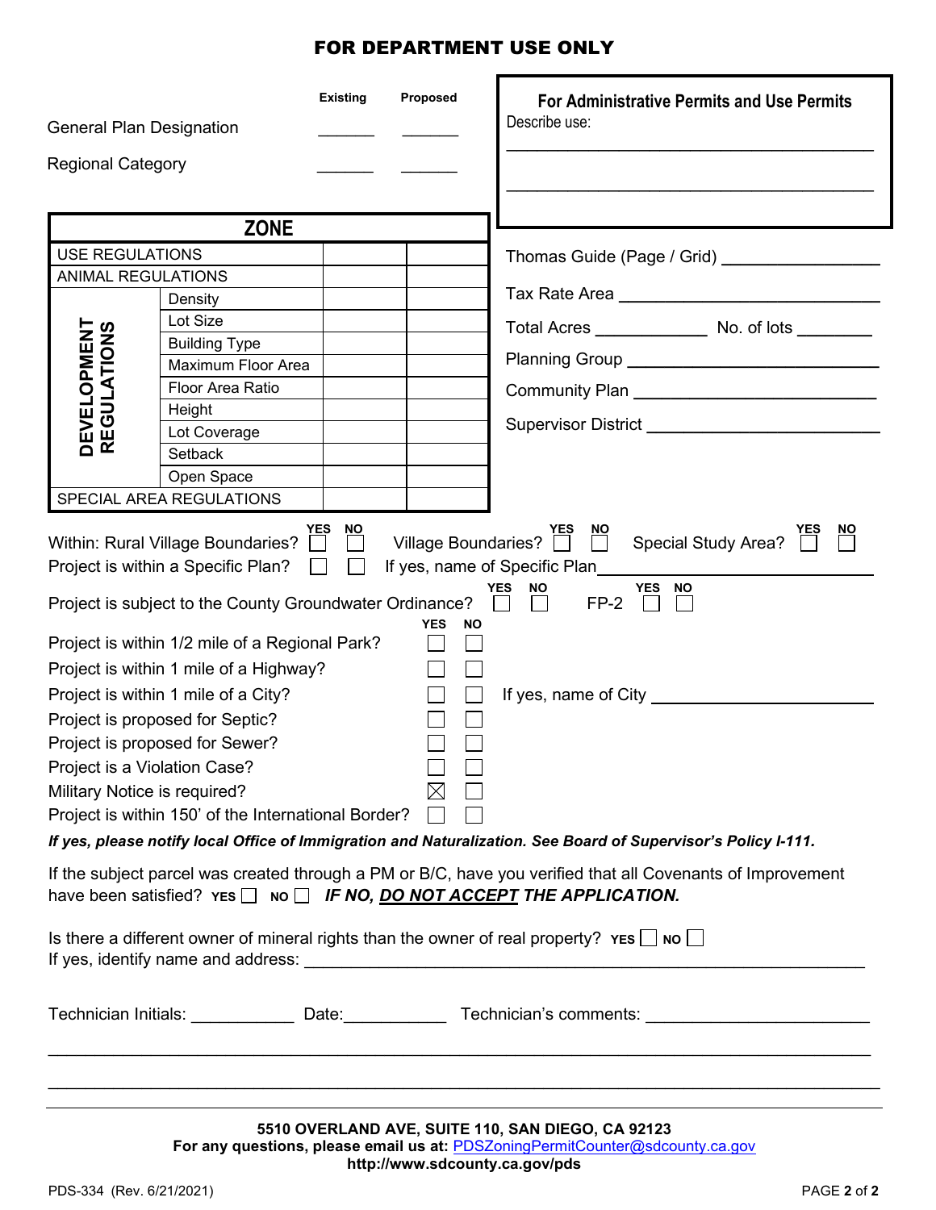# FOR DEPARTMENT USE ONLY

| | Existing | Proposed |
|---|---|---|
| General Plan Designation | ______ | ______ |
| Regional Category | ______ | ______ |

**For Administrative Permits and Use Permits**

Describe use:

_______________________________________

_______________________________________

| ZONE | | | |
|---|---|---|---|
| USE REGULATIONS | | | |
| ANIMAL REGULATIONS | | | |
| DEVELOPMENT REGULATIONS | Density | | |
| | Lot Size | | |
| | Building Type | | |
| | Maximum Floor Area | | |
| | Floor Area Ratio | | |
| | Height | | |
| | Lot Coverage | | |
| | Setback | | |
| | Open Space | | |
| SPECIAL AREA REGULATIONS | | | |

Thomas Guide (Page / Grid) ________________

Tax Rate Area ___________________________

Total Acres ___________ No. of lots ________

Planning Group _________________________

Community Plan ________________________

Supervisor District _______________________

Within: Rural Village Boundaries? YES ☐ NO ☐ Village Boundaries? YES ☐ NO ☐ Special Study Area? YES ☐ NO ☐

Project is within a Specific Plan? ☐ ☐ If yes, name of Specific Plan____________________________

Project is subject to the County Groundwater Ordinance? YES ☐ NO ☐ FP-2 YES ☐ NO ☐

| | YES | NO | |
|---|---|---|---|
| Project is within 1/2 mile of a Regional Park? | ☐ | ☐ | |
| Project is within 1 mile of a Highway? | ☐ | ☐ | |
| Project is within 1 mile of a City? | ☐ | ☐ | If yes, name of City ________________ |
| Project is proposed for Septic? | ☐ | ☐ | |
| Project is proposed for Sewer? | ☐ | ☐ | |
| Project is a Violation Case? | ☐ | ☐ | |
| Military Notice is required? | ☒ | ☐ | |
| Project is within 150' of the International Border? | ☐ | ☐ | |

***If yes, please notify local Office of Immigration and Naturalization. See Board of Supervisor's Policy I-111.***

If the subject parcel was created through a PM or B/C, have you verified that all Covenants of Improvement have been satisfied? **YES** ☐ **NO** ☐ ***IF NO, <u>DO NOT ACCEPT</u> THE APPLICATION.***

Is there a different owner of mineral rights than the owner of real property? **YES** ☐ **NO** ☐
If yes, identify name and address: _______________________________________________________

Technician Initials: __________ Date:__________ Technician's comments: ____________________

______________________________________________________________________________

______________________________________________________________________________

**5510 OVERLAND AVE, SUITE 110, SAN DIEGO, CA 92123**
**For any questions, please email us at:** PDSZoningPermitCounter@sdcounty.ca.gov
**http://www.sdcounty.ca.gov/pds**

PDS-334 (Rev. 6/21/2021)